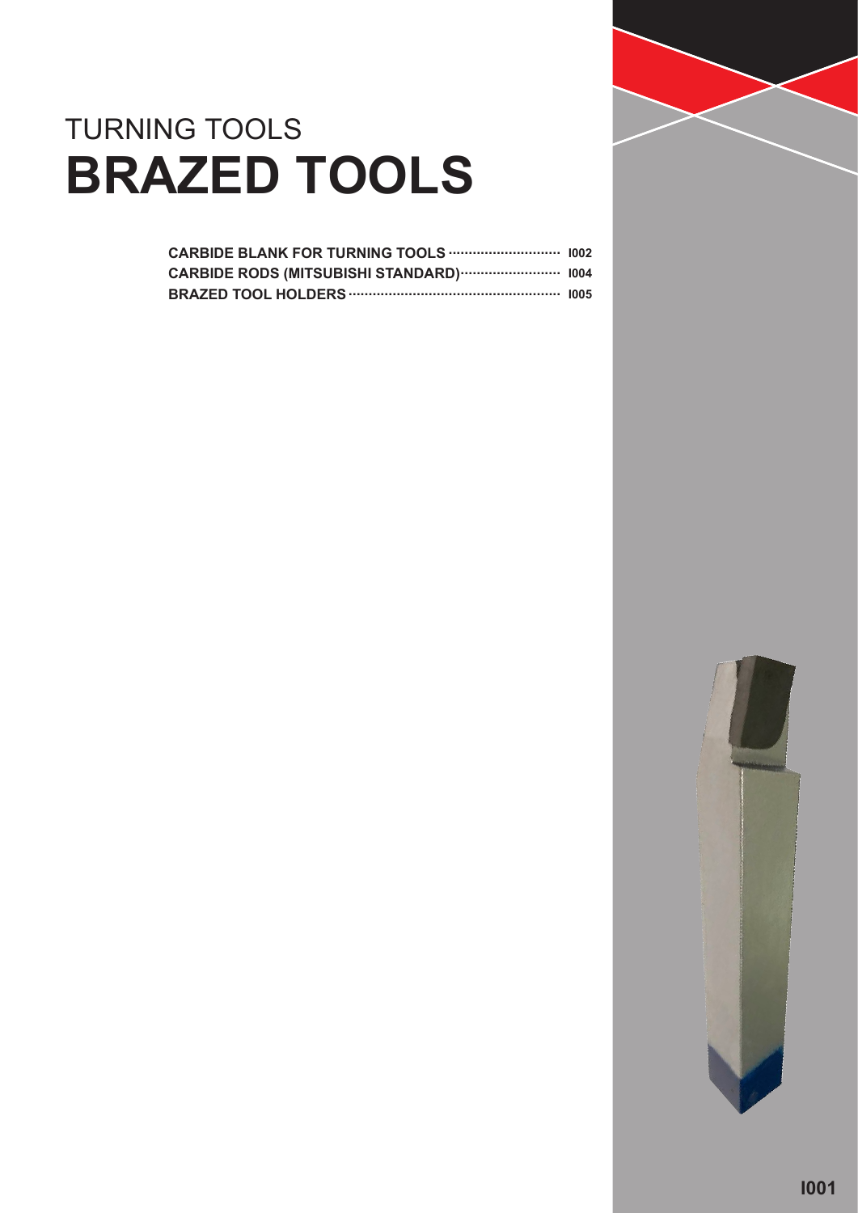# TURNING TOOLS
# BRAZED TOOLS

CARBIDE BLANK FOR TURNING TOOLS ............................ I002
CARBIDE RODS (MITSUBISHI STANDARD)......................... I004
BRAZED TOOL HOLDERS .................................................... I005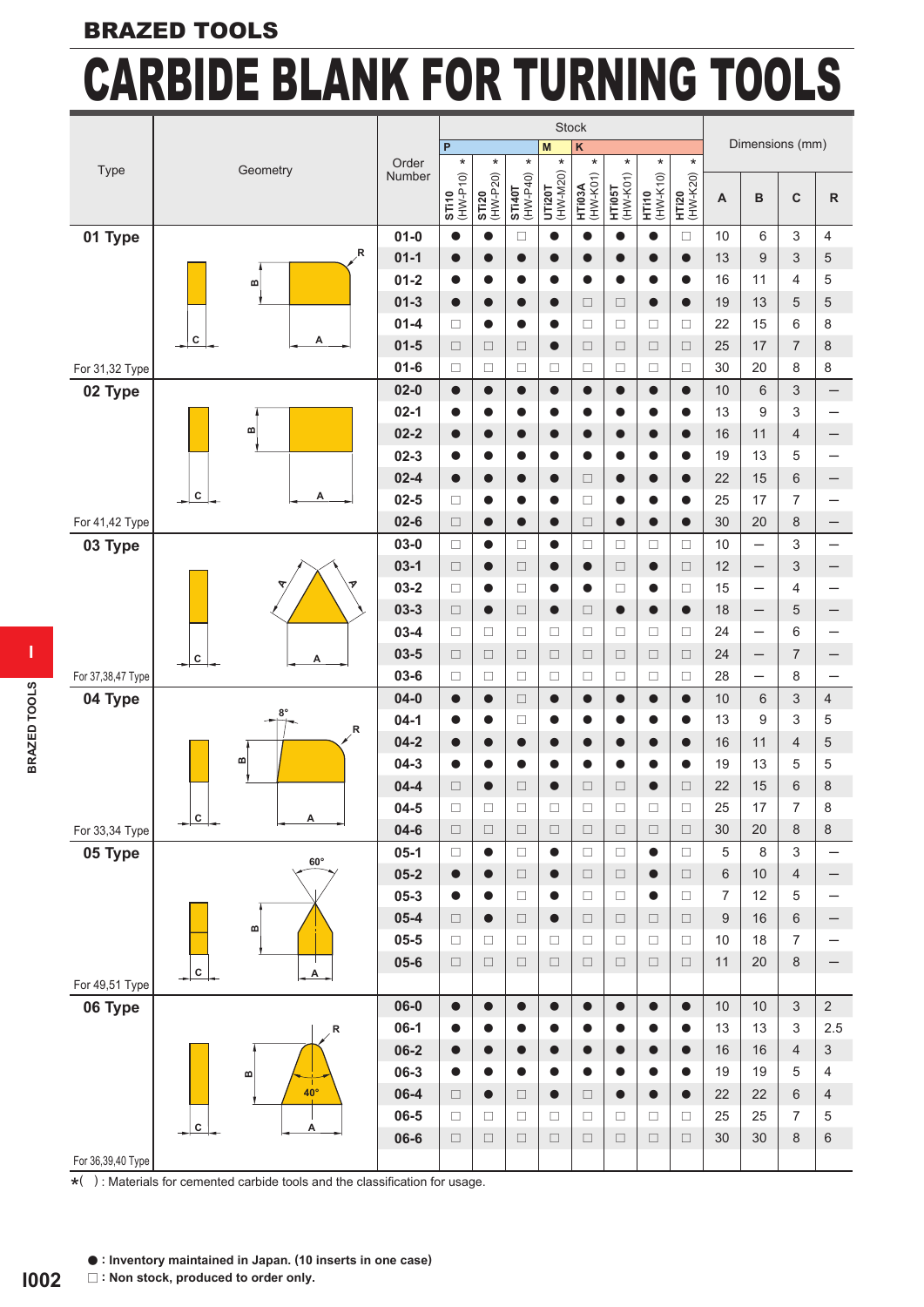# BRAZED TOOLS

# CARBIDE BLANK FOR TURNING TOOLS

| Type | Order Number | Stock | | | | | | | | Dimensions (mm) | | | |
|---|---|---|---|---|---|---|---|---|---|---|---|---|---|
| | | P | | | M | K | | | | | | | |
| | | STi10 (HW-P10)* | STi20 (HW-P20)* | STi40T (HW-P40)* | UTi20T (HW-M20)* | HTi03A (HW-K01)* | HTi05T (HW-K01)* | HTi10 (HW-K10)* | HTi20 (HW-K20)* | A | B | C | R |
| 01 Type (For 31,32 Type) | 01-0 | ● | ● | □ | ● | ● | ● | ● | □ | 10 | 6 | 3 | 4 |
| | 01-1 | ● | ● | ● | ● | ● | ● | ● | ● | 13 | 9 | 3 | 5 |
| | 01-2 | ● | ● | ● | ● | ● | ● | ● | ● | 16 | 11 | 4 | 5 |
| | 01-3 | ● | ● | ● | ● | □ | □ | ● | ● | 19 | 13 | 5 | 5 |
| | 01-4 | □ | ● | ● | ● | □ | □ | □ | □ | 22 | 15 | 6 | 8 |
| | 01-5 | □ | □ | □ | ● | □ | □ | □ | □ | 25 | 17 | 7 | 8 |
| | 01-6 | □ | □ | □ | □ | □ | □ | □ | □ | 30 | 20 | 8 | 8 |
| 02 Type (For 41,42 Type) | 02-0 | ● | ● | ● | ● | ● | ● | ● | ● | 10 | 6 | 3 | – |
| | 02-1 | ● | ● | ● | ● | ● | ● | ● | ● | 13 | 9 | 3 | – |
| | 02-2 | ● | ● | ● | ● | ● | ● | ● | ● | 16 | 11 | 4 | – |
| | 02-3 | ● | ● | ● | ● | ● | ● | ● | ● | 19 | 13 | 5 | – |
| | 02-4 | ● | ● | ● | ● | □ | ● | ● | ● | 22 | 15 | 6 | – |
| | 02-5 | □ | ● | ● | ● | □ | ● | ● | ● | 25 | 17 | 7 | – |
| | 02-6 | □ | ● | ● | ● | □ | ● | ● | ● | 30 | 20 | 8 | – |
| 03 Type (For 37,38,47 Type) | 03-0 | □ | ● | □ | ● | □ | □ | □ | □ | 10 | – | 3 | – |
| | 03-1 | □ | ● | □ | ● | ● | □ | ● | □ | 12 | – | 3 | – |
| | 03-2 | □ | ● | □ | ● | ● | □ | ● | □ | 15 | – | 4 | – |
| | 03-3 | □ | ● | □ | ● | □ | ● | ● | ● | 18 | – | 5 | – |
| | 03-4 | □ | □ | □ | □ | □ | □ | □ | □ | 24 | – | 6 | – |
| | 03-5 | □ | □ | □ | □ | □ | □ | □ | □ | 24 | – | 7 | – |
| | 03-6 | □ | □ | □ | □ | □ | □ | □ | □ | 28 | – | 8 | – |
| 04 Type (For 33,34 Type) | 04-0 | ● | ● | □ | ● | ● | ● | ● | ● | 10 | 6 | 3 | 4 |
| | 04-1 | ● | ● | □ | ● | ● | ● | ● | ● | 13 | 9 | 3 | 5 |
| | 04-2 | ● | ● | ● | ● | ● | ● | ● | ● | 16 | 11 | 4 | 5 |
| | 04-3 | ● | ● | ● | ● | ● | ● | ● | ● | 19 | 13 | 5 | 5 |
| | 04-4 | □ | ● | □ | ● | □ | □ | ● | □ | 22 | 15 | 6 | 8 |
| | 04-5 | □ | □ | □ | □ | □ | □ | □ | □ | 25 | 17 | 7 | 8 |
| | 04-6 | □ | □ | □ | □ | □ | □ | □ | □ | 30 | 20 | 8 | 8 |
| 05 Type (For 49,51 Type) | 05-1 | □ | ● | □ | ● | □ | □ | ● | □ | 5 | 8 | 3 | – |
| | 05-2 | ● | ● | □ | ● | □ | □ | ● | □ | 6 | 10 | 4 | – |
| | 05-3 | ● | ● | □ | ● | □ | □ | ● | □ | 7 | 12 | 5 | – |
| | 05-4 | □ | ● | □ | ● | □ | □ | □ | □ | 9 | 16 | 6 | – |
| | 05-5 | □ | □ | □ | □ | □ | □ | □ | □ | 10 | 18 | 7 | – |
| | 05-6 | □ | □ | □ | □ | □ | □ | □ | □ | 11 | 20 | 8 | – |
| 06 Type (For 36,39,40 Type) | 06-0 | ● | ● | ● | ● | ● | ● | ● | ● | 10 | 10 | 3 | 2 |
| | 06-1 | ● | ● | ● | ● | ● | ● | ● | ● | 13 | 13 | 3 | 2.5 |
| | 06-2 | ● | ● | ● | ● | ● | ● | ● | ● | 16 | 16 | 4 | 3 |
| | 06-3 | ● | ● | ● | ● | ● | ● | ● | ● | 19 | 19 | 5 | 4 |
| | 06-4 | □ | ● | □ | ● | □ | ● | ● | ● | 22 | 22 | 6 | 4 |
| | 06-5 | □ | □ | □ | □ | □ | □ | □ | □ | 25 | 25 | 7 | 5 |
| | 06-6 | □ | □ | □ | □ | □ | □ | □ | □ | 30 | 30 | 8 | 6 |

*( ) : Materials for cemented carbide tools and the classification for usage.

**● : Inventory maintained in Japan. (10 inserts in one case)**
**□ : Non stock, produced to order only.**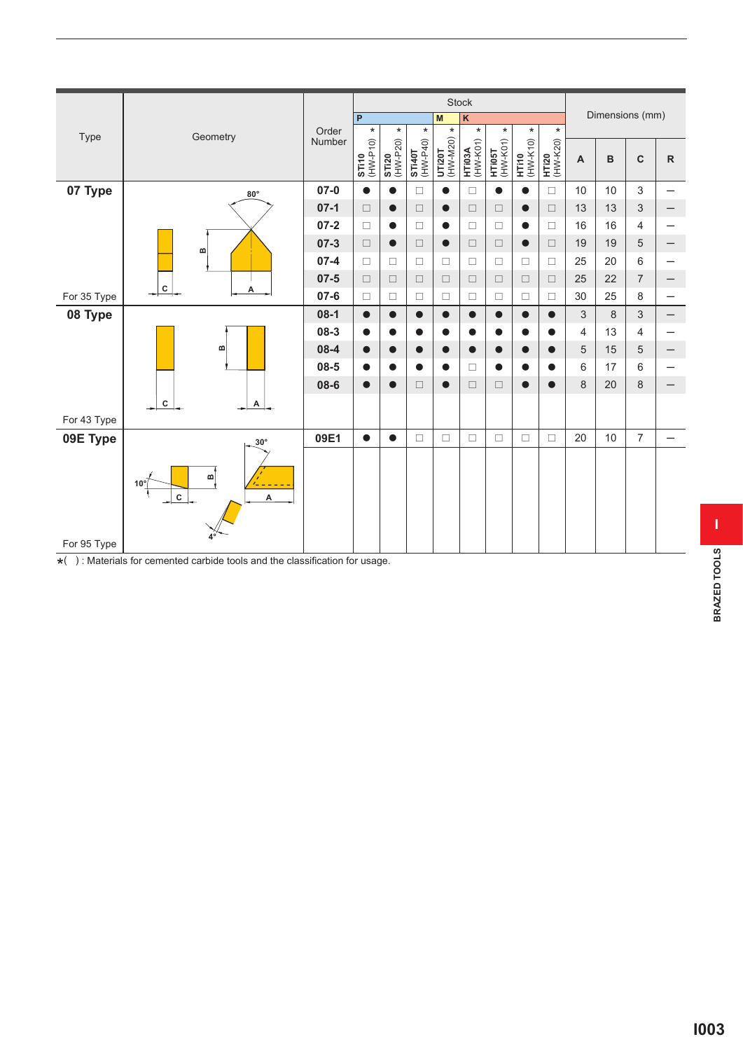| Type | Geometry | Order Number | Stock | | | | | | | | Dimensions (mm) | | | |
|---|---|---|---|---|---|---|---|---|---|---|---|---|---|---|
| | | | P | | | M | K | | | | | | | |
| | | | * STi10 (HW-P10) | * STi20 (HW-P20) | * STi40T (HW-P40) | * UTi20T (HW-M20) | * HTi03A (HW-K01) | * HTi05T (HW-K01) | * HTi10 (HW-K10) | * HTi20 (HW-K20) | A | B | C | R |
| **07 Type** For 35 Type | 80° B C A | 07-0 | ● | ● | □ | ● | □ | ● | ● | □ | 10 | 10 | 3 | — |
| | | 07-1 | □ | ● | □ | ● | □ | □ | ● | □ | 13 | 13 | 3 | — |
| | | 07-2 | □ | ● | □ | ● | □ | □ | ● | □ | 16 | 16 | 4 | — |
| | | 07-3 | □ | ● | □ | ● | □ | □ | ● | □ | 19 | 19 | 5 | — |
| | | 07-4 | □ | □ | □ | □ | □ | □ | □ | □ | 25 | 20 | 6 | — |
| | | 07-5 | □ | □ | □ | □ | □ | □ | □ | □ | 25 | 22 | 7 | — |
| | | 07-6 | □ | □ | □ | □ | □ | □ | □ | □ | 30 | 25 | 8 | — |
| **08 Type** For 43 Type | B C A | 08-1 | ● | ● | ● | ● | ● | ● | ● | ● | 3 | 8 | 3 | — |
| | | 08-3 | ● | ● | ● | ● | ● | ● | ● | ● | 4 | 13 | 4 | — |
| | | 08-4 | ● | ● | ● | ● | ● | ● | ● | ● | 5 | 15 | 5 | — |
| | | 08-5 | ● | ● | ● | ● | □ | ● | ● | ● | 6 | 17 | 6 | — |
| | | 08-6 | ● | ● | □ | ● | □ | □ | ● | ● | 8 | 20 | 8 | — |
| **09E Type** For 95 Type | 30° 10° B C A 4° | 09E1 | ● | ● | □ | □ | □ | □ | □ | □ | 20 | 10 | 7 | — |

*( ) : Materials for cemented carbide tools and the classification for usage.

I

BRAZED TOOLS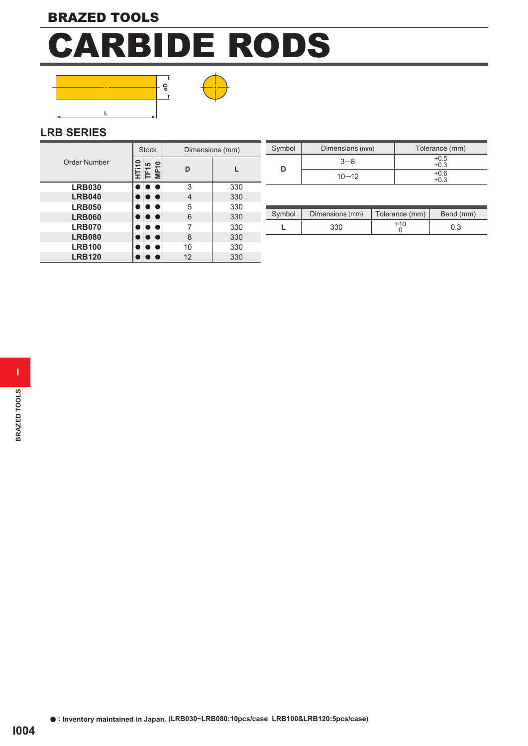BRAZED TOOLS

# CARBIDE RODS

L

øD

## LRB SERIES

| Order Number | Stock | | | Dimensions (mm) | |
|---|---|---|---|---|---|
| | HTi10 | TF15 | MF10 | D | L |
| **LRB030** | ● | ● | ● | 3 | 330 |
| **LRB040** | ● | ● | ● | 4 | 330 |
| **LRB050** | ● | ● | ● | 5 | 330 |
| **LRB060** | ● | ● | ● | 6 | 330 |
| **LRB070** | ● | ● | ● | 7 | 330 |
| **LRB080** | ● | ● | ● | 8 | 330 |
| **LRB100** | ● | ● | ● | 10 | 330 |
| **LRB120** | ● | ● | ● | 12 | 330 |

| Symbol | Dimensions (mm) | Tolerance (mm) |
|---|---|---|
| **D** | 3–8 | +0.5 / +0.3 |
| | 10–12 | +0.6 / +0.3 |

| Symbol | Dimensions (mm) | Tolerance (mm) | Bend (mm) |
|---|---|---|---|
| **L** | 330 | +10 / 0 | 0.3 |

**● : Inventory maintained in Japan. (LRB030~LRB080:10pcs/case LRB100&LRB120:5pcs/case)**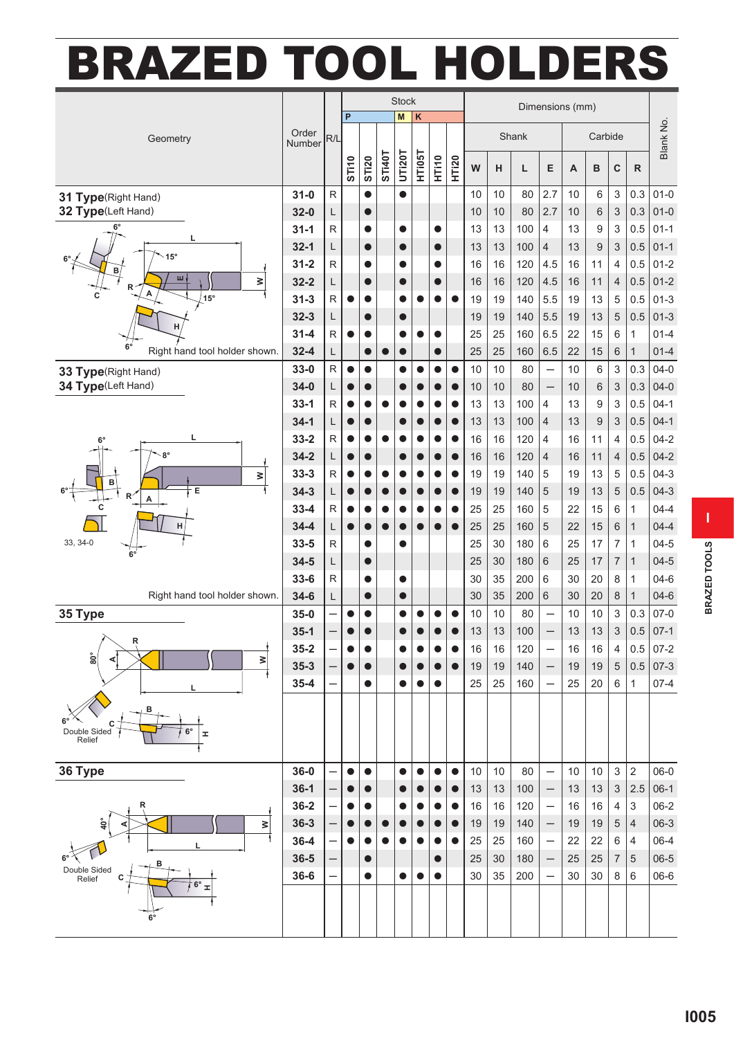# BRAZED TOOL HOLDERS

| Geometry | Order Number | R/L | Stock | | | | | | | Dimensions (mm) | | | | | | | | Blank No. |
|---|---|---|---|---|---|---|---|---|---|---|---|---|---|---|---|---|---|---|
| | | | P | | | M | K | | | Shank | | | | Carbide | | | | |
| | | | STi10 | STi20 | STi40T | UTi20T | HTi05T | HTi10 | HTi20 | W | H | L | E | A | B | C | R | |
| **31 Type**(Right Hand) **32 Type**(Left Hand) Right hand tool holder shown. | 31-0 | R | | ● | | ● | | | | 10 | 10 | 80 | 2.7 | 10 | 6 | 3 | 0.3 | 01-0 |
| | 32-0 | L | | ● | | | | | | 10 | 10 | 80 | 2.7 | 10 | 6 | 3 | 0.3 | 01-0 |
| | 31-1 | R | | ● | | ● | | ● | | 13 | 13 | 100 | 4 | 13 | 9 | 3 | 0.5 | 01-1 |
| | 32-1 | L | | ● | | ● | | ● | | 13 | 13 | 100 | 4 | 13 | 9 | 3 | 0.5 | 01-1 |
| | 31-2 | R | | ● | | ● | | ● | | 16 | 16 | 120 | 4.5 | 16 | 11 | 4 | 0.5 | 01-2 |
| | 32-2 | L | | ● | | ● | | ● | | 16 | 16 | 120 | 4.5 | 16 | 11 | 4 | 0.5 | 01-2 |
| | 31-3 | R | ● | ● | | ● | ● | ● | ● | 19 | 19 | 140 | 5.5 | 19 | 13 | 5 | 0.5 | 01-3 |
| | 32-3 | L | | ● | | ● | | | | 19 | 19 | 140 | 5.5 | 19 | 13 | 5 | 0.5 | 01-3 |
| | 31-4 | R | ● | ● | | ● | ● | ● | | 25 | 25 | 160 | 6.5 | 22 | 15 | 6 | 1 | 01-4 |
| | 32-4 | L | | ● | ● | ● | | ● | | 25 | 25 | 160 | 6.5 | 22 | 15 | 6 | 1 | 01-4 |
| **33 Type**(Right Hand) **34 Type**(Left Hand) 33, 34-0 Right hand tool holder shown. | 33-0 | R | ● | ● | | ● | ● | ● | ● | 10 | 10 | 80 | — | 10 | 6 | 3 | 0.3 | 04-0 |
| | 34-0 | L | ● | ● | | ● | ● | ● | ● | 10 | 10 | 80 | — | 10 | 6 | 3 | 0.3 | 04-0 |
| | 33-1 | R | ● | ● | ● | ● | ● | ● | ● | 13 | 13 | 100 | 4 | 13 | 9 | 3 | 0.5 | 04-1 |
| | 34-1 | L | ● | ● | | ● | ● | ● | ● | 13 | 13 | 100 | 4 | 13 | 9 | 3 | 0.5 | 04-1 |
| | 33-2 | R | ● | ● | ● | ● | ● | ● | ● | 16 | 16 | 120 | 4 | 16 | 11 | 4 | 0.5 | 04-2 |
| | 34-2 | L | ● | ● | | ● | ● | ● | ● | 16 | 16 | 120 | 4 | 16 | 11 | 4 | 0.5 | 04-2 |
| | 33-3 | R | ● | ● | ● | ● | ● | ● | ● | 19 | 19 | 140 | 5 | 19 | 13 | 5 | 0.5 | 04-3 |
| | 34-3 | L | ● | ● | ● | ● | ● | ● | ● | 19 | 19 | 140 | 5 | 19 | 13 | 5 | 0.5 | 04-3 |
| | 33-4 | R | ● | ● | ● | ● | ● | ● | ● | 25 | 25 | 160 | 5 | 22 | 15 | 6 | 1 | 04-4 |
| | 34-4 | L | ● | ● | ● | ● | ● | ● | ● | 25 | 25 | 160 | 5 | 22 | 15 | 6 | 1 | 04-4 |
| | 33-5 | R | | ● | | ● | | | | 25 | 30 | 180 | 6 | 25 | 17 | 7 | 1 | 04-5 |
| | 34-5 | L | | ● | | | | | | 25 | 30 | 180 | 6 | 25 | 17 | 7 | 1 | 04-5 |
| | 33-6 | R | | ● | | ● | | | | 30 | 35 | 200 | 6 | 30 | 20 | 8 | 1 | 04-6 |
| | 34-6 | L | | ● | | ● | | | | 30 | 35 | 200 | 6 | 30 | 20 | 8 | 1 | 04-6 |
| **35 Type** Double Sided Relief | 35-0 | — | ● | ● | | ● | ● | ● | ● | 10 | 10 | 80 | — | 10 | 10 | 3 | 0.3 | 07-0 |
| | 35-1 | — | ● | ● | | ● | ● | ● | ● | 13 | 13 | 100 | — | 13 | 13 | 3 | 0.5 | 07-1 |
| | 35-2 | — | ● | ● | | ● | ● | ● | ● | 16 | 16 | 120 | — | 16 | 16 | 4 | 0.5 | 07-2 |
| | 35-3 | — | ● | ● | | ● | ● | ● | ● | 19 | 19 | 140 | — | 19 | 19 | 5 | 0.5 | 07-3 |
| | 35-4 | — | | ● | | ● | ● | ● | | 25 | 25 | 160 | — | 25 | 20 | 6 | 1 | 07-4 |
| **36 Type** Double Sided Relief | 36-0 | — | ● | ● | | ● | ● | ● | ● | 10 | 10 | 80 | — | 10 | 10 | 3 | 2 | 06-0 |
| | 36-1 | — | ● | ● | | ● | ● | ● | ● | 13 | 13 | 100 | — | 13 | 13 | 3 | 2.5 | 06-1 |
| | 36-2 | — | ● | ● | | ● | ● | ● | ● | 16 | 16 | 120 | — | 16 | 16 | 4 | 3 | 06-2 |
| | 36-3 | — | ● | ● | ● | ● | ● | ● | ● | 19 | 19 | 140 | — | 19 | 19 | 5 | 4 | 06-3 |
| | 36-4 | — | ● | ● | ● | ● | ● | ● | ● | 25 | 25 | 160 | — | 22 | 22 | 6 | 4 | 06-4 |
| | 36-5 | — | | ● | | | | ● | | 25 | 30 | 180 | — | 25 | 25 | 7 | 5 | 06-5 |
| | 36-6 | — | | ● | | ● | ● | ● | | 30 | 35 | 200 | — | 30 | 30 | 8 | 6 | 06-6 |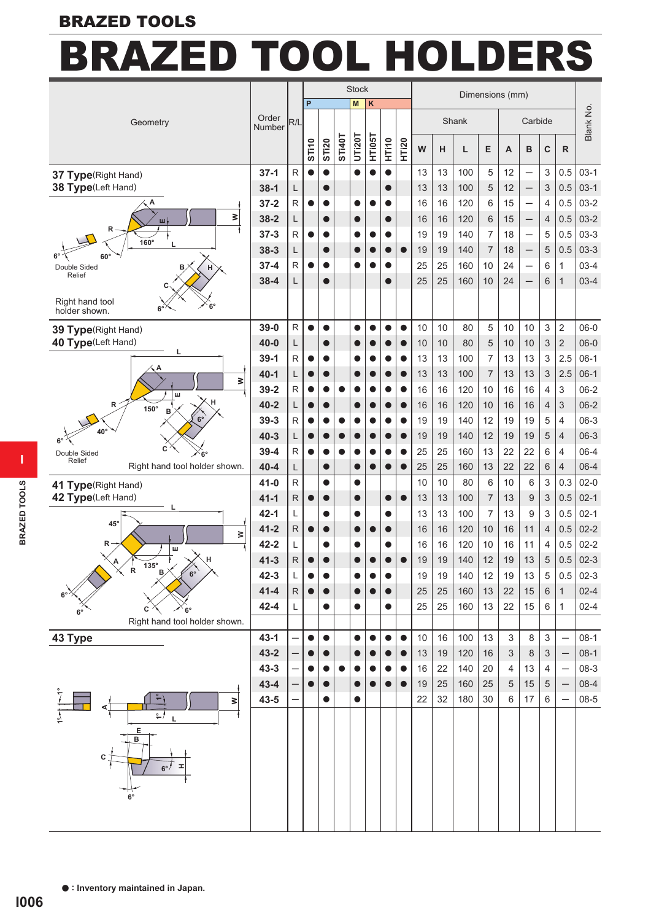# BRAZED TOOLS

# BRAZED TOOL HOLDERS

| Geometry | Order Number | R/L | Stock P STi10 | Stock P STi20 | Stock P STi40T | Stock M UTi20T | Stock K HTi05T | Stock K HTi10 | Stock K HTi20 | Shank W | Shank H | Shank L | Shank E | Carbide A | Carbide B | Carbide C | Carbide R | Blank No. |
|---|---|---|---|---|---|---|---|---|---|---|---|---|---|---|---|---|---|---|
| **37 Type**(Right Hand) **38 Type**(Left Hand) Double Sided Relief. Right hand tool holder shown. | 37-1 | R | ● | ● | | ● | ● | ● | | 13 | 13 | 100 | 5 | 12 | — | 3 | 0.5 | 03-1 |
| | 38-1 | L | | ● | | | | ● | | 13 | 13 | 100 | 5 | 12 | — | 3 | 0.5 | 03-1 |
| | 37-2 | R | ● | ● | | ● | ● | ● | | 16 | 16 | 120 | 6 | 15 | — | 4 | 0.5 | 03-2 |
| | 38-2 | L | | ● | | ● | | ● | | 16 | 16 | 120 | 6 | 15 | — | 4 | 0.5 | 03-2 |
| | 37-3 | R | ● | ● | | ● | ● | ● | | 19 | 19 | 140 | 7 | 18 | — | 5 | 0.5 | 03-3 |
| | 38-3 | L | | ● | | ● | ● | ● | ● | 19 | 19 | 140 | 7 | 18 | — | 5 | 0.5 | 03-3 |
| | 37-4 | R | ● | ● | | ● | ● | ● | | 25 | 25 | 160 | 10 | 24 | — | 6 | 1 | 03-4 |
| | 38-4 | L | | ● | | | | ● | | 25 | 25 | 160 | 10 | 24 | — | 6 | 1 | 03-4 |
| **39 Type**(Right Hand) **40 Type**(Left Hand) Double Sided Relief. Right hand tool holder shown. | 39-0 | R | ● | ● | | ● | ● | ● | ● | 10 | 10 | 80 | 5 | 10 | 10 | 3 | 2 | 06-0 |
| | 40-0 | L | | ● | | ● | ● | ● | ● | 10 | 10 | 80 | 5 | 10 | 10 | 3 | 2 | 06-0 |
| | 39-1 | R | ● | ● | | ● | ● | ● | ● | 13 | 13 | 100 | 7 | 13 | 13 | 3 | 2.5 | 06-1 |
| | 40-1 | L | ● | ● | | ● | ● | ● | ● | 13 | 13 | 100 | 7 | 13 | 13 | 3 | 2.5 | 06-1 |
| | 39-2 | R | ● | ● | ● | ● | ● | ● | ● | 16 | 16 | 120 | 10 | 16 | 16 | 4 | 3 | 06-2 |
| | 40-2 | L | ● | ● | | ● | ● | ● | ● | 16 | 16 | 120 | 10 | 16 | 16 | 4 | 3 | 06-2 |
| | 39-3 | R | ● | ● | ● | ● | ● | ● | ● | 19 | 19 | 140 | 12 | 19 | 19 | 5 | 4 | 06-3 |
| | 40-3 | L | ● | ● | ● | ● | ● | ● | ● | 19 | 19 | 140 | 12 | 19 | 19 | 5 | 4 | 06-3 |
| | 39-4 | R | ● | ● | ● | ● | ● | ● | ● | 25 | 25 | 160 | 13 | 22 | 22 | 6 | 4 | 06-4 |
| | 40-4 | L | | ● | | ● | ● | ● | ● | 25 | 25 | 160 | 13 | 22 | 22 | 6 | 4 | 06-4 |
| **41 Type**(Right Hand) **42 Type**(Left Hand) Right hand tool holder shown. | 41-0 | R | | ● | | ● | | | | 10 | 10 | 80 | 6 | 10 | 6 | 3 | 0.3 | 02-0 |
| | 41-1 | R | ● | ● | | ● | | ● | ● | 13 | 13 | 100 | 7 | 13 | 9 | 3 | 0.5 | 02-1 |
| | 42-1 | L | | ● | | ● | | ● | | 13 | 13 | 100 | 7 | 13 | 9 | 3 | 0.5 | 02-1 |
| | 41-2 | R | ● | ● | | ● | ● | ● | | 16 | 16 | 120 | 10 | 16 | 11 | 4 | 0.5 | 02-2 |
| | 42-2 | L | | ● | | ● | | ● | | 16 | 16 | 120 | 10 | 16 | 11 | 4 | 0.5 | 02-2 |
| | 41-3 | R | ● | ● | | ● | ● | ● | ● | 19 | 19 | 140 | 12 | 19 | 13 | 5 | 0.5 | 02-3 |
| | 42-3 | L | ● | ● | | ● | ● | ● | | 19 | 19 | 140 | 12 | 19 | 13 | 5 | 0.5 | 02-3 |
| | 41-4 | R | ● | ● | | ● | ● | ● | | 25 | 25 | 160 | 13 | 22 | 15 | 6 | 1 | 02-4 |
| | 42-4 | L | | ● | | ● | | ● | | 25 | 25 | 160 | 13 | 22 | 15 | 6 | 1 | 02-4 |
| **43 Type** | 43-1 | — | ● | ● | | ● | ● | ● | ● | 10 | 16 | 100 | 13 | 3 | 8 | 3 | — | 08-1 |
| | 43-2 | — | ● | ● | | ● | ● | ● | ● | 13 | 19 | 120 | 16 | 3 | 8 | 3 | — | 08-1 |
| | 43-3 | — | ● | ● | ● | ● | ● | ● | ● | 16 | 22 | 140 | 20 | 4 | 13 | 4 | — | 08-3 |
| | 43-4 | — | ● | ● | | ● | ● | ● | ● | 19 | 25 | 160 | 25 | 5 | 15 | 5 | — | 08-4 |
| | 43-5 | — | | ● | | ● | | | | 22 | 32 | 180 | 30 | 6 | 17 | 6 | — | 08-5 |

Dimensions (mm)

● : Inventory maintained in Japan.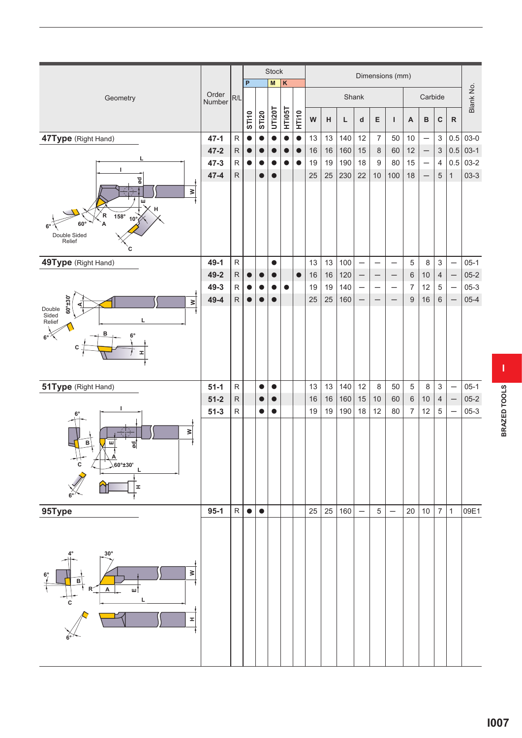| Geometry | Order Number | R/L | Stock | | | | | Dimensions (mm) | | | | | | | | | | Blank No. |
|---|---|---|---|---|---|---|---|---|---|---|---|---|---|---|---|---|---|---|
| | | | P | | M | K | | Shank | | | | | | Carbide | | | | |
| | | | STi10 | STi20 | UTi20T | HTi05T | HTi10 | W | H | L | d | E | l | A | B | C | R | |
| **47Type** (Right Hand) | **47-1** | R | ● | ● | ● | ● | ● | 13 | 13 | 140 | 12 | 7 | 50 | 10 | – | 3 | 0.5 | 03-0 |
| | **47-2** | R | ● | ● | ● | ● | ● | 16 | 16 | 160 | 15 | 8 | 60 | 12 | – | 3 | 0.5 | 03-1 |
| | **47-3** | R | ● | ● | ● | ● | ● | 19 | 19 | 190 | 18 | 9 | 80 | 15 | – | 4 | 0.5 | 03-2 |
| | **47-4** | R | | ● | ● | | | 25 | 25 | 230 | 22 | 10 | 100 | 18 | – | 5 | 1 | 03-3 |
| **49Type** (Right Hand) | **49-1** | R | | | ● | | | 13 | 13 | 100 | – | – | – | 5 | 8 | 3 | – | 05-1 |
| | **49-2** | R | ● | ● | ● | | ● | 16 | 16 | 120 | – | – | – | 6 | 10 | 4 | – | 05-2 |
| | **49-3** | R | ● | ● | ● | ● | | 19 | 19 | 140 | – | – | – | 7 | 12 | 5 | – | 05-3 |
| | **49-4** | R | ● | ● | ● | | | 25 | 25 | 160 | – | – | – | 9 | 16 | 6 | – | 05-4 |
| **51Type** (Right Hand) | **51-1** | R | | ● | ● | | | 13 | 13 | 140 | 12 | 8 | 50 | 5 | 8 | 3 | – | 05-1 |
| | **51-2** | R | | ● | ● | | | 16 | 16 | 160 | 15 | 10 | 60 | 6 | 10 | 4 | – | 05-2 |
| | **51-3** | R | | ● | ● | | | 19 | 19 | 190 | 18 | 12 | 80 | 7 | 12 | 5 | – | 05-3 |
| **95Type** | **95-1** | R | ● | ● | | | | 25 | 25 | 160 | – | 5 | – | 20 | 10 | 7 | 1 | 09E1 |

47Type: L, l, ød, W, E, H, R, A, C, 6°, 60°, 158°, 10°, Double Sided Relief

49Type: 60°±30', A, W, L, Double Sided Relief, 6°, B, C, H

51Type: 6°, l, W, B, E, ød, A, C, 60°±30', L, H

95Type: 4°, 30°, 6°, B, R, A, E, W, C, L, H

BRAZED TOOLS